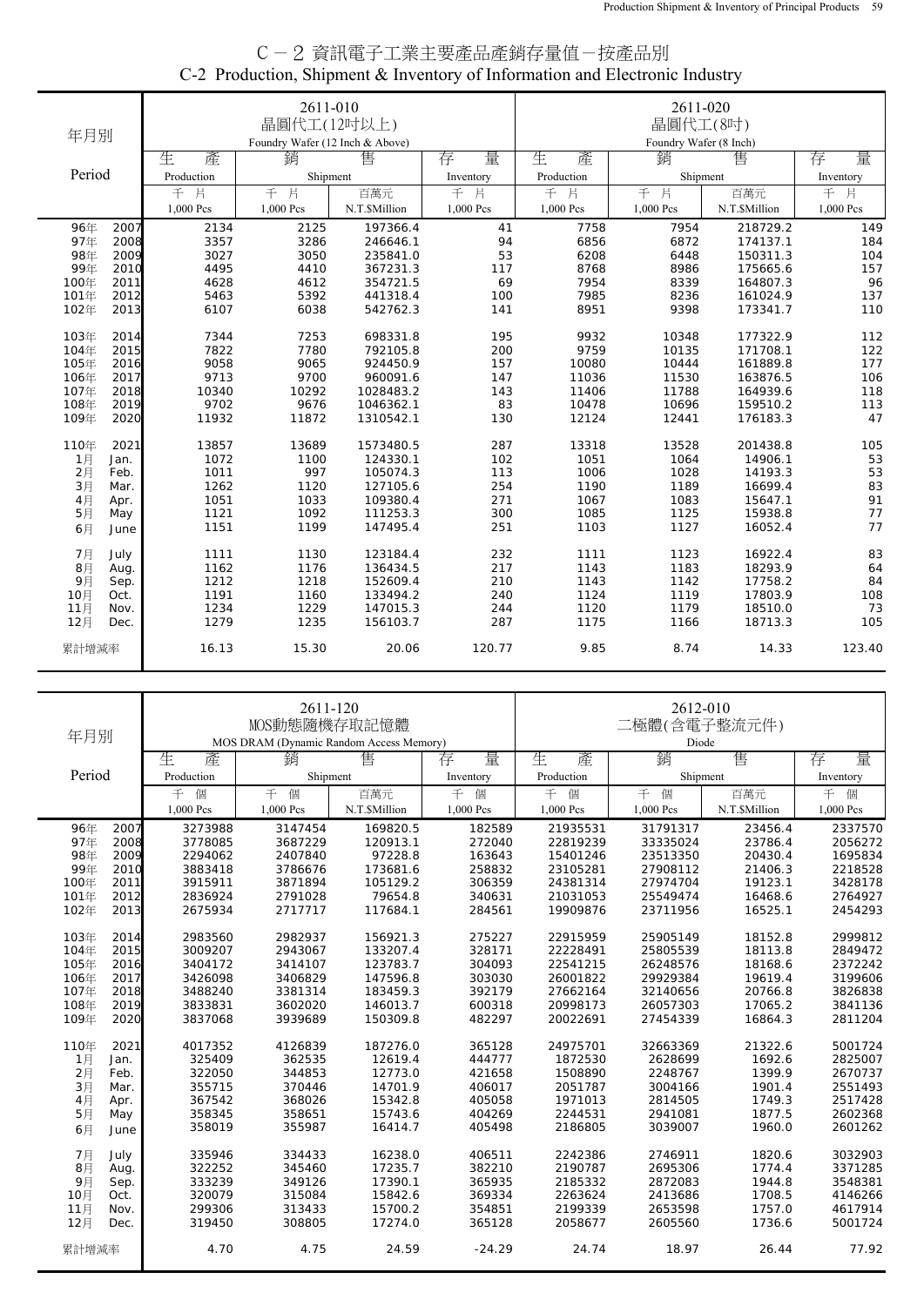# C－2 資訊電子工業主要產品產銷存量值－按產品別
## C-2 Production, Shipment & Inventory of Information and Electronic Industry

| 年月別 Period | 2611-010 晶圓代工(12吋以上) Foundry Wafer (12 Inch & Above) 生產 Production 千片 1,000 Pcs | 銷售 Shipment 千片 1,000 Pcs | 銷售 Shipment 百萬元 N.T.$Million | 存量 Inventory 千片 1,000 Pcs | 2611-020 晶圓代工(8吋) Foundry Wafer (8 Inch) 生產 Production 千片 1,000 Pcs | 銷售 Shipment 千片 1,000 Pcs | 銷售 Shipment 百萬元 N.T.$Million | 存量 Inventory 千片 1,000 Pcs |
|---|---|---|---|---|---|---|---|---|
| 96年 2007 | 2134 | 2125 | 197366.4 | 41 | 7758 | 7954 | 218729.2 | 149 |
| 97年 2008 | 3357 | 3286 | 246646.1 | 94 | 6856 | 6872 | 174137.1 | 184 |
| 98年 2009 | 3027 | 3050 | 235841.0 | 53 | 6208 | 6448 | 150311.3 | 104 |
| 99年 2010 | 4495 | 4410 | 367231.3 | 117 | 8768 | 8986 | 175665.6 | 157 |
| 100年 2011 | 4628 | 4612 | 354721.5 | 69 | 7954 | 8339 | 164807.3 | 96 |
| 101年 2012 | 5463 | 5392 | 441318.4 | 100 | 7985 | 8236 | 161024.9 | 137 |
| 102年 2013 | 6107 | 6038 | 542762.3 | 141 | 8951 | 9398 | 173341.7 | 110 |
| 103年 2014 | 7344 | 7253 | 698331.8 | 195 | 9932 | 10348 | 177322.9 | 112 |
| 104年 2015 | 7822 | 7780 | 792105.8 | 200 | 9759 | 10135 | 171708.1 | 122 |
| 105年 2016 | 9058 | 9065 | 924450.9 | 157 | 10080 | 10444 | 161889.8 | 177 |
| 106年 2017 | 9713 | 9700 | 960091.6 | 147 | 11036 | 11530 | 163876.5 | 106 |
| 107年 2018 | 10340 | 10292 | 1028483.2 | 143 | 11406 | 11788 | 164939.6 | 118 |
| 108年 2019 | 9702 | 9676 | 1046362.1 | 83 | 10478 | 10696 | 159510.2 | 113 |
| 109年 2020 | 11932 | 11872 | 1310542.1 | 130 | 12124 | 12441 | 176183.3 | 47 |
| 110年 2021 | 13857 | 13689 | 1573480.5 | 287 | 13318 | 13528 | 201438.8 | 105 |
| 1月 Jan. | 1072 | 1100 | 124330.1 | 102 | 1051 | 1064 | 14906.1 | 53 |
| 2月 Feb. | 1011 | 997 | 105074.3 | 113 | 1006 | 1028 | 14193.3 | 53 |
| 3月 Mar. | 1262 | 1120 | 127105.6 | 254 | 1190 | 1189 | 16699.4 | 83 |
| 4月 Apr. | 1051 | 1033 | 109380.4 | 271 | 1067 | 1083 | 15647.1 | 91 |
| 5月 May | 1121 | 1092 | 111253.3 | 300 | 1085 | 1125 | 15938.8 | 77 |
| 6月 June | 1151 | 1199 | 147495.4 | 251 | 1103 | 1127 | 16052.4 | 77 |
| 7月 July | 1111 | 1130 | 123184.4 | 232 | 1111 | 1123 | 16922.4 | 83 |
| 8月 Aug. | 1162 | 1176 | 136434.5 | 217 | 1143 | 1183 | 18293.9 | 64 |
| 9月 Sep. | 1212 | 1218 | 152609.4 | 210 | 1143 | 1142 | 17758.2 | 84 |
| 10月 Oct. | 1191 | 1160 | 133494.2 | 240 | 1124 | 1119 | 17803.9 | 108 |
| 11月 Nov. | 1234 | 1229 | 147015.3 | 244 | 1120 | 1179 | 18510.0 | 73 |
| 12月 Dec. | 1279 | 1235 | 156103.7 | 287 | 1175 | 1166 | 18713.3 | 105 |
| 累計增減率 | 16.13 | 15.30 | 20.06 | 120.77 | 9.85 | 8.74 | 14.33 | 123.40 |

| 年月別 Period | 2611-120 MOS動態隨機存取記憶體 MOS DRAM (Dynamic Random Access Memory) 生產 Production 千個 1,000 Pcs | 銷售 Shipment 千個 1,000 Pcs | 銷售 Shipment 百萬元 N.T.$Million | 存量 Inventory 千個 1,000 Pcs | 2612-010 二極體(含電子整流元件) Diode 生產 Production 千個 1,000 Pcs | 銷售 Shipment 千個 1,000 Pcs | 銷售 Shipment 百萬元 N.T.$Million | 存量 Inventory 千個 1,000 Pcs |
|---|---|---|---|---|---|---|---|---|
| 96年 2007 | 3273988 | 3147454 | 169820.5 | 182589 | 21935531 | 31791317 | 23456.4 | 2337570 |
| 97年 2008 | 3778085 | 3687229 | 120913.1 | 272040 | 22819239 | 33335024 | 23786.4 | 2056272 |
| 98年 2009 | 2294062 | 2407840 | 97228.8 | 163643 | 15401246 | 23513350 | 20430.4 | 1695834 |
| 99年 2010 | 3883418 | 3786676 | 173681.6 | 258832 | 23105281 | 27908112 | 21406.3 | 2218528 |
| 100年 2011 | 3915911 | 3871894 | 105129.2 | 306359 | 24381314 | 27974704 | 19123.1 | 3428178 |
| 101年 2012 | 2836924 | 2791028 | 79654.8 | 340631 | 21031053 | 25549474 | 16468.6 | 2764927 |
| 102年 2013 | 2675934 | 2717717 | 117684.1 | 284561 | 19909876 | 23711956 | 16525.1 | 2454293 |
| 103年 2014 | 2983560 | 2982937 | 156921.3 | 275227 | 22915959 | 25905149 | 18152.8 | 2999812 |
| 104年 2015 | 3009207 | 2943067 | 133207.4 | 328171 | 22228491 | 25805539 | 18113.8 | 2849472 |
| 105年 2016 | 3404172 | 3414107 | 123783.7 | 304093 | 22541215 | 26248576 | 18168.6 | 2372242 |
| 106年 2017 | 3426098 | 3406829 | 147596.8 | 303030 | 26001822 | 29929384 | 19619.4 | 3199606 |
| 107年 2018 | 3488240 | 3381314 | 183459.3 | 392179 | 27662164 | 32140656 | 20766.8 | 3826838 |
| 108年 2019 | 3833831 | 3602020 | 146013.7 | 600318 | 20998173 | 26057303 | 17065.2 | 3841136 |
| 109年 2020 | 3837068 | 3939689 | 150309.8 | 482297 | 20022691 | 27454339 | 16864.3 | 2811204 |
| 110年 2021 | 4017352 | 4126839 | 187276.0 | 365128 | 24975701 | 32663369 | 21322.6 | 5001724 |
| 1月 Jan. | 325409 | 362535 | 12619.4 | 444777 | 1872530 | 2628699 | 1692.6 | 2825007 |
| 2月 Feb. | 322050 | 344853 | 12773.0 | 421658 | 1508890 | 2248767 | 1399.9 | 2670737 |
| 3月 Mar. | 355715 | 370446 | 14701.9 | 406017 | 2051787 | 3004166 | 1901.4 | 2551493 |
| 4月 Apr. | 367542 | 368026 | 15342.8 | 405058 | 1971013 | 2814505 | 1749.3 | 2517428 |
| 5月 May | 358345 | 358651 | 15743.6 | 404269 | 2244531 | 2941081 | 1877.5 | 2602368 |
| 6月 June | 358019 | 355987 | 16414.7 | 405498 | 2186805 | 3039007 | 1960.0 | 2601262 |
| 7月 July | 335946 | 334433 | 16238.0 | 406511 | 2242386 | 2746911 | 1820.6 | 3032903 |
| 8月 Aug. | 322252 | 345460 | 17235.7 | 382210 | 2190787 | 2695306 | 1774.4 | 3371285 |
| 9月 Sep. | 333239 | 349126 | 17390.1 | 365935 | 2185332 | 2872083 | 1944.8 | 3548381 |
| 10月 Oct. | 320079 | 315084 | 15842.6 | 369334 | 2263624 | 2413686 | 1708.5 | 4146266 |
| 11月 Nov. | 299306 | 313433 | 15700.2 | 354851 | 2199339 | 2653598 | 1757.0 | 4617914 |
| 12月 Dec. | 319450 | 308805 | 17274.0 | 365128 | 2058677 | 2605560 | 1736.6 | 5001724 |
| 累計增減率 | 4.70 | 4.75 | 24.59 | -24.29 | 24.74 | 18.97 | 26.44 | 77.92 |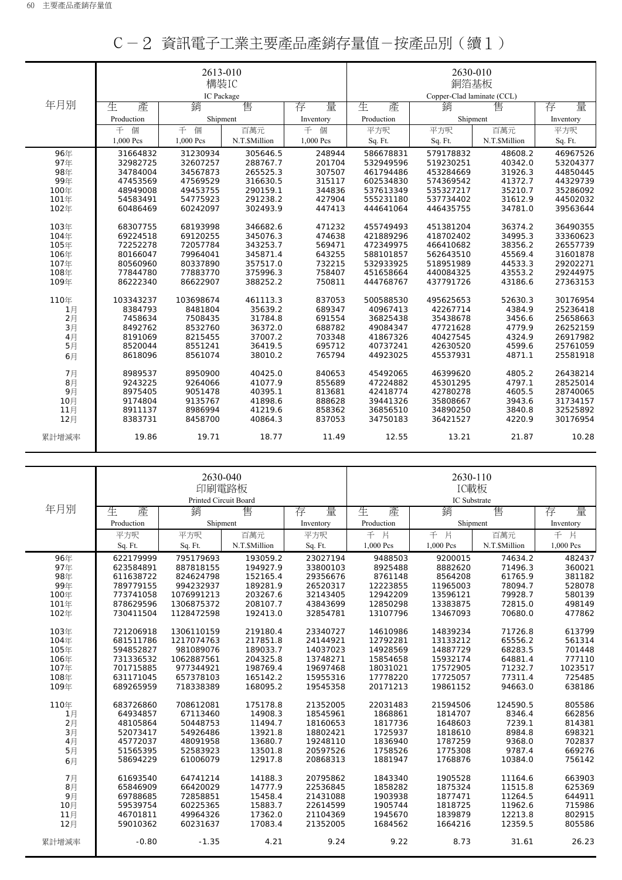# C－2 資訊電子工業主要產品產銷存量值－按產品別（續１）

| 年月別 | 2613-010 構裝IC IC Package | | | | 2630-010 銅箔基板 Copper-Clad laminate (CCL) | | | |
|---|---|---|---|---|---|---|---|---|
| | 生產 Production | 銷售 Shipment | | 存量 Inventory | 生產 Production | 銷售 Shipment | | 存量 Inventory |
| | 千個 1,000 Pcs | 千個 1,000 Pcs | 百萬元 N.T.$Million | 千個 1,000 Pcs | 平方呎 Sq. Ft. | 平方呎 Sq. Ft. | 百萬元 N.T.$Million | 平方呎 Sq. Ft. |
| 96年 | 31664832 | 31230934 | 305646.5 | 248944 | 586678831 | 579178832 | 48608.2 | 46967526 |
| 97年 | 32982725 | 32607257 | 288767.7 | 201704 | 532949596 | 519230251 | 40342.0 | 53204377 |
| 98年 | 34784004 | 34567873 | 265525.3 | 307507 | 461794486 | 453284669 | 31926.3 | 44850445 |
| 99年 | 47453569 | 47569529 | 316630.5 | 315117 | 602534830 | 574369542 | 41372.7 | 44329739 |
| 100年 | 48949008 | 49453755 | 290159.1 | 344836 | 537613349 | 535327217 | 35210.7 | 35286092 |
| 101年 | 54583491 | 54775923 | 291238.2 | 427904 | 555231180 | 537734402 | 31612.9 | 44502032 |
| 102年 | 60486469 | 60242097 | 302493.9 | 447413 | 444641064 | 446435755 | 34781.0 | 39563644 |
| 103年 | 68307755 | 68193998 | 346682.6 | 471232 | 455749493 | 451381204 | 36374.2 | 36490355 |
| 104年 | 69224518 | 69120255 | 345076.3 | 474638 | 421889296 | 418702402 | 34995.3 | 33360623 |
| 105年 | 72252278 | 72057784 | 343253.7 | 569471 | 472349975 | 466410682 | 38356.2 | 26557739 |
| 106年 | 80166047 | 79964041 | 345871.4 | 643255 | 588101857 | 562643510 | 45569.4 | 31601878 |
| 107年 | 80560960 | 80337890 | 357517.0 | 732215 | 532933925 | 518951989 | 44533.3 | 29202271 |
| 108年 | 77844780 | 77883770 | 375996.3 | 758407 | 451658664 | 440084325 | 43553.2 | 29244975 |
| 109年 | 86222340 | 86622907 | 388252.2 | 750811 | 444768767 | 437791726 | 43186.6 | 27363153 |
| 110年 | 103343237 | 103698674 | 461113.3 | 837053 | 500588530 | 495625653 | 52630.3 | 30176954 |
| 1月 | 8384793 | 8481804 | 35639.2 | 689347 | 40967413 | 42267714 | 4384.9 | 25236418 |
| 2月 | 7458634 | 7508435 | 31784.8 | 691554 | 36825438 | 35438678 | 3456.6 | 25658663 |
| 3月 | 8492762 | 8532760 | 36372.0 | 688782 | 49084347 | 47721628 | 4779.9 | 26252159 |
| 4月 | 8191069 | 8215455 | 37007.2 | 703348 | 41867326 | 40427545 | 4324.9 | 26917982 |
| 5月 | 8520044 | 8551241 | 36419.5 | 695712 | 40737241 | 42630520 | 4599.6 | 25761059 |
| 6月 | 8618096 | 8561074 | 38010.2 | 765794 | 44923025 | 45537931 | 4871.1 | 25581918 |
| 7月 | 8989537 | 8950900 | 40425.0 | 840653 | 45492065 | 46399620 | 4805.2 | 26438214 |
| 8月 | 9243225 | 9264066 | 41077.9 | 855689 | 47224882 | 45301295 | 4797.1 | 28525014 |
| 9月 | 8975405 | 9051478 | 40395.1 | 813681 | 42418774 | 42780278 | 4605.5 | 28740065 |
| 10月 | 9174804 | 9135767 | 41898.6 | 888628 | 39441326 | 35808667 | 3943.6 | 31734157 |
| 11月 | 8911137 | 8986994 | 41219.6 | 858362 | 36856510 | 34890250 | 3840.8 | 32525892 |
| 12月 | 8383731 | 8458700 | 40864.3 | 837053 | 34750183 | 36421527 | 4220.9 | 30176954 |
| 累計增減率 | 19.86 | 19.71 | 18.77 | 11.49 | 12.55 | 13.21 | 21.87 | 10.28 |

| 年月別 | 2630-040 印刷電路板 Printed Circuit Board | | | | 2630-110 IC載板 IC Substrate | | | |
|---|---|---|---|---|---|---|---|---|
| | 生產 Production | 銷售 Shipment | | 存量 Inventory | 生產 Production | 銷售 Shipment | | 存量 Inventory |
| | 平方呎 Sq. Ft. | 平方呎 Sq. Ft. | 百萬元 N.T.$Million | 平方呎 Sq. Ft. | 千片 1,000 Pcs | 千片 1,000 Pcs | 百萬元 N.T.$Million | 千片 1,000 Pcs |
| 96年 | 622179999 | 795179693 | 193059.2 | 23027194 | 9488503 | 9200015 | 74634.2 | 482437 |
| 97年 | 623584891 | 887818155 | 194927.9 | 33800103 | 8925488 | 8882620 | 71496.3 | 360021 |
| 98年 | 611638722 | 824624798 | 152165.4 | 29356676 | 8761148 | 8564208 | 61765.9 | 381182 |
| 99年 | 789779155 | 994232937 | 189281.9 | 26520317 | 12223855 | 11965003 | 78094.7 | 528078 |
| 100年 | 773741058 | 1076991213 | 203267.6 | 32143405 | 12942209 | 13596121 | 79928.7 | 580139 |
| 101年 | 878629596 | 1306875372 | 208107.7 | 43843699 | 12850298 | 13383875 | 72815.0 | 498149 |
| 102年 | 730411504 | 1128472598 | 192413.0 | 32854781 | 13107796 | 13467093 | 70680.0 | 477862 |
| 103年 | 721206918 | 1306110159 | 219180.4 | 23340727 | 14610986 | 14839234 | 71726.8 | 613799 |
| 104年 | 681511786 | 1217074763 | 217851.8 | 24144921 | 12792281 | 13133212 | 65556.2 | 561314 |
| 105年 | 594852827 | 981089076 | 189033.7 | 14037023 | 14928569 | 14887729 | 68283.5 | 701448 |
| 106年 | 731336532 | 1062887561 | 204325.8 | 13748271 | 15854658 | 15932174 | 64881.4 | 777110 |
| 107年 | 701715885 | 977344921 | 198769.4 | 19697468 | 18031021 | 17572905 | 71232.7 | 1023517 |
| 108年 | 631171045 | 657378103 | 165142.2 | 15955316 | 17778220 | 17725057 | 77311.4 | 725485 |
| 109年 | 689265959 | 718338389 | 168095.2 | 19545358 | 20171213 | 19861152 | 94663.0 | 638186 |
| 110年 | 683726860 | 708612081 | 175178.8 | 21352005 | 22031483 | 21594506 | 124590.5 | 805586 |
| 1月 | 64934857 | 67113460 | 14908.3 | 18545961 | 1868861 | 1814707 | 8346.4 | 662856 |
| 2月 | 48105864 | 50448753 | 11494.7 | 18160653 | 1817736 | 1648603 | 7239.1 | 814381 |
| 3月 | 52073417 | 54926486 | 13921.8 | 18802421 | 1725937 | 1818610 | 8984.8 | 698321 |
| 4月 | 45772037 | 48091958 | 13680.7 | 19248110 | 1836940 | 1787259 | 9368.0 | 702837 |
| 5月 | 51565395 | 52583923 | 13501.8 | 20597526 | 1758526 | 1775308 | 9787.4 | 669276 |
| 6月 | 58694229 | 61006079 | 12917.8 | 20868313 | 1881947 | 1768876 | 10384.0 | 756142 |
| 7月 | 61693540 | 64741214 | 14188.3 | 20795862 | 1843340 | 1905528 | 11164.6 | 663903 |
| 8月 | 65846909 | 66420029 | 14777.9 | 22536845 | 1858282 | 1875324 | 11515.8 | 625369 |
| 9月 | 69788685 | 72858851 | 15458.4 | 21431088 | 1903938 | 1877471 | 11264.5 | 644911 |
| 10月 | 59539754 | 60225365 | 15883.7 | 22614599 | 1905744 | 1818725 | 11962.6 | 715986 |
| 11月 | 46701811 | 49964326 | 17362.0 | 21104369 | 1945670 | 1839879 | 12213.8 | 802915 |
| 12月 | 59010362 | 60231637 | 17083.4 | 21352005 | 1684562 | 1664216 | 12359.5 | 805586 |
| 累計增減率 | -0.80 | -1.35 | 4.21 | 9.24 | 9.22 | 8.73 | 31.61 | 26.23 |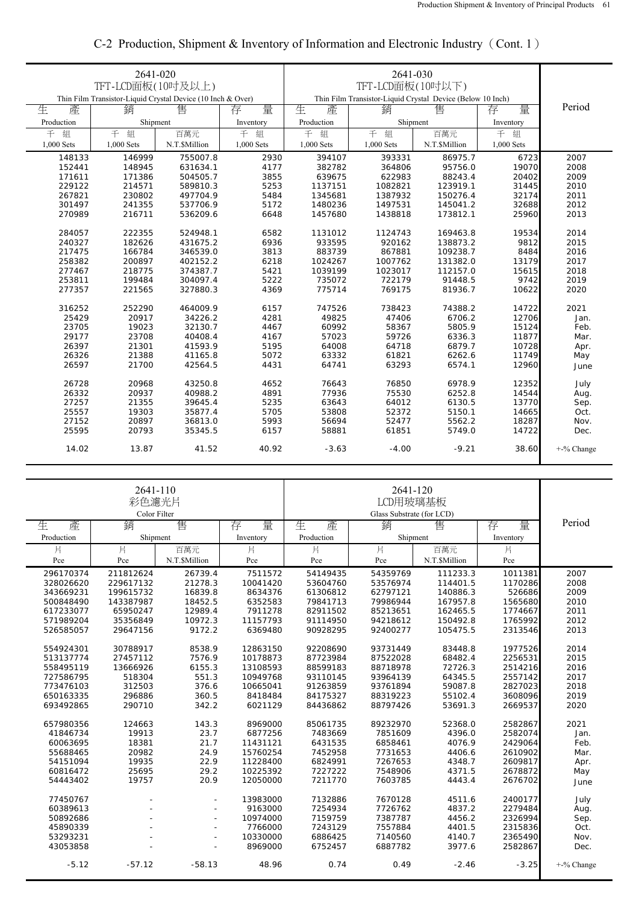## C-2 Production, Shipment & Inventory of Information and Electronic Industry（Cont. 1）

| 2641-020 TFT-LCD面板(10吋及以上) Thin Film Transistor-Liquid Crystal Device (10 Inch & Over) | | | | 2641-030 TFT-LCD面板(10吋以下) Thin Film Transistor-Liquid Crystal Device (Below 10 Inch) | | | | Period |
|---|---|---|---|---|---|---|---|---|
| 生產 Production | 銷售 Shipment | | 存量 Inventory | 生產 Production | 銷售 Shipment | | 存量 Inventory | |
| 千組 1,000 Sets | 千組 1,000 Sets | 百萬元 N.T.$Million | 千組 1,000 Sets | 千組 1,000 Sets | 千組 1,000 Sets | 百萬元 N.T.$Million | 千組 1,000 Sets | |
| 148133 | 146999 | 755007.8 | 2930 | 394107 | 393331 | 86975.7 | 6723 | 2007 |
| 152441 | 148945 | 631634.1 | 4177 | 382782 | 364806 | 95756.0 | 19070 | 2008 |
| 171611 | 171386 | 504505.7 | 3855 | 639675 | 622983 | 88243.4 | 20402 | 2009 |
| 229122 | 214571 | 589810.3 | 5253 | 1137151 | 1082821 | 123919.1 | 31445 | 2010 |
| 267821 | 230802 | 497704.9 | 5484 | 1345681 | 1387932 | 150276.4 | 32174 | 2011 |
| 301497 | 241355 | 537706.9 | 5172 | 1480236 | 1497531 | 145041.2 | 32688 | 2012 |
| 270989 | 216711 | 536209.6 | 6648 | 1457680 | 1438818 | 173812.1 | 25960 | 2013 |
| 284057 | 222355 | 524948.1 | 6582 | 1131012 | 1124743 | 169463.8 | 19534 | 2014 |
| 240327 | 182626 | 431675.2 | 6936 | 933595 | 920162 | 138873.2 | 9812 | 2015 |
| 217475 | 166784 | 346539.0 | 3813 | 883739 | 867881 | 109238.7 | 8484 | 2016 |
| 258382 | 200897 | 402152.2 | 6218 | 1024267 | 1007762 | 131382.0 | 13179 | 2017 |
| 277467 | 218775 | 374387.7 | 5421 | 1039199 | 1023017 | 112157.0 | 15615 | 2018 |
| 253811 | 199484 | 304097.4 | 5222 | 735072 | 722179 | 91448.5 | 9742 | 2019 |
| 277357 | 221565 | 327880.3 | 4369 | 775714 | 769175 | 81936.7 | 10622 | 2020 |
| 316252 | 252290 | 464009.9 | 6157 | 747526 | 738423 | 74388.2 | 14722 | 2021 |
| 25429 | 20917 | 34226.2 | 4281 | 49825 | 47406 | 6706.2 | 12706 | Jan. |
| 23705 | 19023 | 32130.7 | 4467 | 60992 | 58367 | 5805.9 | 15124 | Feb. |
| 29177 | 23708 | 40408.4 | 4167 | 57023 | 59726 | 6336.3 | 11877 | Mar. |
| 26397 | 21301 | 41593.9 | 5195 | 64008 | 64718 | 6879.7 | 10728 | Apr. |
| 26326 | 21388 | 41165.8 | 5072 | 63332 | 61821 | 6262.6 | 11749 | May |
| 26597 | 21700 | 42564.5 | 4431 | 64741 | 63293 | 6574.1 | 12960 | June |
| 26728 | 20968 | 43250.8 | 4652 | 76643 | 76850 | 6978.9 | 12352 | July |
| 26332 | 20937 | 40988.2 | 4891 | 77936 | 75530 | 6252.8 | 14544 | Aug. |
| 27257 | 21355 | 39645.4 | 5235 | 63643 | 64012 | 6130.5 | 13770 | Sep. |
| 25557 | 19303 | 35877.4 | 5705 | 53808 | 52372 | 5150.1 | 14665 | Oct. |
| 27152 | 20897 | 36813.0 | 5993 | 56694 | 52477 | 5562.2 | 18287 | Nov. |
| 25595 | 20793 | 35345.5 | 6157 | 58881 | 61851 | 5749.0 | 14722 | Dec. |
| 14.02 | 13.87 | 41.52 | 40.92 | -3.63 | -4.00 | -9.21 | 38.60 | +-% Change |

| 2641-110 彩色濾光片 Color Filter | | | | 2641-120 LCD用玻璃基板 Glass Substrate (for LCD) | | | | Period |
|---|---|---|---|---|---|---|---|---|
| 生產 Production | 銷售 Shipment | | 存量 Inventory | 生產 Production | 銷售 Shipment | | 存量 Inventory | |
| 片 Pce | 片 Pce | 百萬元 N.T.$Million | 片 Pce | 片 Pce | 片 Pce | 百萬元 N.T.$Million | 片 Pce | |
| 296170374 | 211812624 | 26739.4 | 7511572 | 54149435 | 54359769 | 111233.3 | 1011381 | 2007 |
| 328026620 | 229617132 | 21278.3 | 10041420 | 53604760 | 53576974 | 114401.5 | 1170286 | 2008 |
| 343669231 | 199615732 | 16839.8 | 8634376 | 61306812 | 62797121 | 140886.3 | 526686 | 2009 |
| 500848490 | 143387987 | 18452.5 | 6352583 | 79841713 | 79986944 | 167957.8 | 1565680 | 2010 |
| 617233077 | 65950247 | 12989.4 | 7911278 | 82911502 | 85213651 | 162465.5 | 1774667 | 2011 |
| 571989204 | 35356849 | 10972.3 | 11157793 | 91114950 | 94218612 | 150492.8 | 1765992 | 2012 |
| 526585057 | 29647156 | 9172.2 | 6369480 | 90928295 | 92400277 | 105475.5 | 2313546 | 2013 |
| 554924301 | 30788917 | 8538.9 | 12863150 | 92208690 | 93731449 | 83448.8 | 1977526 | 2014 |
| 513137774 | 27457112 | 7576.9 | 10178873 | 87723984 | 87522028 | 68482.4 | 2256531 | 2015 |
| 558495119 | 13666926 | 6155.3 | 13108593 | 88599183 | 88718978 | 72726.3 | 2514216 | 2016 |
| 727586795 | 518304 | 551.3 | 10949768 | 93110145 | 93964139 | 64345.5 | 2557142 | 2017 |
| 773476103 | 312503 | 376.6 | 10665041 | 91263859 | 93761894 | 59087.8 | 2827023 | 2018 |
| 650163335 | 296886 | 360.5 | 8418484 | 84175327 | 88319223 | 55102.4 | 3608096 | 2019 |
| 693492865 | 290710 | 342.2 | 6021129 | 84436862 | 88797426 | 53691.3 | 2669537 | 2020 |
| 657980356 | 124663 | 143.3 | 8969000 | 85061735 | 89232970 | 52368.0 | 2582867 | 2021 |
| 41846734 | 19913 | 23.7 | 6877256 | 7483669 | 7851609 | 4396.0 | 2582074 | Jan. |
| 60063695 | 18381 | 21.7 | 11431121 | 6431535 | 6858461 | 4076.9 | 2429064 | Feb. |
| 55688465 | 20982 | 24.9 | 15760254 | 7452958 | 7731653 | 4406.6 | 2610902 | Mar. |
| 54151094 | 19935 | 22.9 | 11228400 | 6824991 | 7267653 | 4348.7 | 2609817 | Apr. |
| 60816472 | 25695 | 29.2 | 10225392 | 7227222 | 7548906 | 4371.5 | 2678872 | May |
| 54443402 | 19757 | 20.9 | 12050000 | 7211770 | 7603785 | 4443.4 | 2676702 | June |
| 77450767 | - | - | 13983000 | 7132886 | 7670128 | 4511.6 | 2400177 | July |
| 60389613 | - | - | 9163000 | 7254934 | 7726762 | 4837.2 | 2279484 | Aug. |
| 50892686 | - | - | 10974000 | 7159759 | 7387787 | 4456.2 | 2326994 | Sep. |
| 45890339 | - | - | 7766000 | 7243129 | 7557884 | 4401.5 | 2315836 | Oct. |
| 53293231 | - | - | 10330000 | 6886425 | 7140560 | 4140.7 | 2365490 | Nov. |
| 43053858 | - | - | 8969000 | 6752457 | 6887782 | 3977.6 | 2582867 | Dec. |
| -5.12 | -57.12 | -58.13 | 48.96 | 0.74 | 0.49 | -2.46 | -3.25 | +-% Change |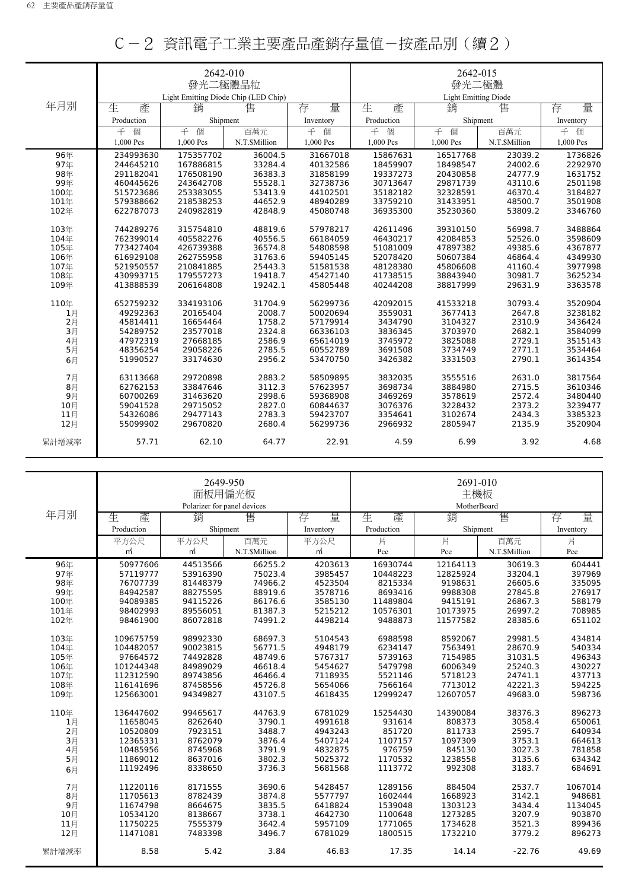# C－2 資訊電子工業主要產品產銷存量值－按產品別（續2）

| 年月別 | 2642-010 發光二極體晶粒 Light Emitting Diode Chip (LED Chip) 生產 Production 千個 1,000 Pcs | 銷售 Shipment 千個 1,000 Pcs | 銷售 Shipment 百萬元 N.T.$Million | 存量 Inventory 千個 1,000 Pcs | 2642-015 發光二極體 Light Emitting Diode 生產 Production 千個 1,000 Pcs | 銷售 Shipment 千個 1,000 Pcs | 銷售 Shipment 百萬元 N.T.$Million | 存量 Inventory 千個 1,000 Pcs |
|---|---|---|---|---|---|---|---|---|
| 96年 | 234993630 | 175357702 | 36004.5 | 31667018 | 15867631 | 16517768 | 23039.2 | 1736826 |
| 97年 | 244645210 | 167886815 | 33284.4 | 40132586 | 18459907 | 18498547 | 24002.6 | 2292970 |
| 98年 | 291182041 | 176508190 | 36383.3 | 31858199 | 19337273 | 20430858 | 24777.9 | 1631752 |
| 99年 | 460445626 | 243642708 | 55528.1 | 32738736 | 30713647 | 29871739 | 43110.6 | 2501198 |
| 100年 | 515723686 | 253383055 | 53413.9 | 44102501 | 35182182 | 32328591 | 46370.4 | 3184827 |
| 101年 | 579388662 | 218538253 | 44652.9 | 48940289 | 33759210 | 31433951 | 48500.7 | 3501908 |
| 102年 | 622787073 | 240982819 | 42848.9 | 45080748 | 36935300 | 35230360 | 53809.2 | 3346760 |
| 103年 | 744289276 | 315754810 | 48819.6 | 57978217 | 42611496 | 39310150 | 56998.7 | 3488864 |
| 104年 | 762399014 | 405582276 | 40556.5 | 66184059 | 46430217 | 42084853 | 52526.0 | 3598609 |
| 105年 | 773427404 | 426739388 | 36574.8 | 54808598 | 51081009 | 47897382 | 49385.6 | 4367877 |
| 106年 | 616929108 | 262755958 | 31763.6 | 59405145 | 52078420 | 50607384 | 46864.4 | 4349930 |
| 107年 | 521950557 | 210841885 | 25443.3 | 51581538 | 48128380 | 45806608 | 41160.4 | 3977998 |
| 108年 | 430993715 | 179557273 | 19418.7 | 45427140 | 41738515 | 38843940 | 30981.7 | 3625234 |
| 109年 | 413888539 | 206164808 | 19242.1 | 45805448 | 40244208 | 38817999 | 29631.9 | 3363578 |
| 110年 | 652759232 | 334193106 | 31704.9 | 56299736 | 42092015 | 41533218 | 30793.4 | 3520904 |
| 1月 | 49292363 | 20165404 | 2008.7 | 50020694 | 3559031 | 3677413 | 2647.8 | 3238182 |
| 2月 | 45814411 | 16654464 | 1758.2 | 57179914 | 3434790 | 3104327 | 2310.9 | 3436424 |
| 3月 | 54289752 | 23577018 | 2324.8 | 66336103 | 3836345 | 3703970 | 2682.1 | 3584099 |
| 4月 | 47972319 | 27668185 | 2586.9 | 65614019 | 3745972 | 3825088 | 2729.1 | 3515143 |
| 5月 | 48356254 | 29058226 | 2785.5 | 60552789 | 3691508 | 3734749 | 2771.1 | 3534464 |
| 6月 | 51990527 | 33174630 | 2956.2 | 53470750 | 3426382 | 3331503 | 2790.1 | 3614354 |
| 7月 | 63113668 | 29720898 | 2883.2 | 58509895 | 3832035 | 3555516 | 2631.0 | 3817564 |
| 8月 | 62762153 | 33847646 | 3112.3 | 57623957 | 3698734 | 3884980 | 2715.5 | 3610346 |
| 9月 | 60700269 | 31463620 | 2998.6 | 59368908 | 3469269 | 3578619 | 2572.4 | 3480440 |
| 10月 | 59041528 | 29715052 | 2827.0 | 60844637 | 3076376 | 3228432 | 2373.2 | 3239477 |
| 11月 | 54326086 | 29477143 | 2783.3 | 59423707 | 3354641 | 3102674 | 2434.3 | 3385323 |
| 12月 | 55099902 | 29670820 | 2680.4 | 56299736 | 2966932 | 2805947 | 2135.9 | 3520904 |
| 累計增減率 | 57.71 | 62.10 | 64.77 | 22.91 | 4.59 | 6.99 | 3.92 | 4.68 |

| 年月別 | 2649-950 面板用偏光板 Polarizer for panel devices 生產 Production 平方公尺 ㎡ | 銷售 Shipment 平方公尺 ㎡ | 銷售 Shipment 百萬元 N.T.$Million | 存量 Inventory 平方公尺 ㎡ | 2691-010 主機板 MotherBoard 生產 Production 片 Pce | 銷售 Shipment 片 Pce | 銷售 Shipment 百萬元 N.T.$Million | 存量 Inventory 片 Pce |
|---|---|---|---|---|---|---|---|---|
| 96年 | 50977606 | 44513566 | 66255.2 | 4203613 | 16930744 | 12164113 | 30619.3 | 604441 |
| 97年 | 57119777 | 53916390 | 75023.4 | 3985457 | 10448223 | 12825924 | 33204.1 | 397969 |
| 98年 | 76707739 | 81448379 | 74966.2 | 4523504 | 8215334 | 9198631 | 26605.6 | 335095 |
| 99年 | 84942587 | 88275595 | 88919.6 | 3578716 | 8693416 | 9988308 | 27845.8 | 276917 |
| 100年 | 94089385 | 94115226 | 86176.6 | 3585130 | 11489804 | 9415191 | 26867.3 | 588179 |
| 101年 | 98402993 | 89556051 | 81387.3 | 5215212 | 10576301 | 10173975 | 26997.2 | 708985 |
| 102年 | 98461900 | 86072818 | 74991.2 | 4498214 | 9488873 | 11577582 | 28385.6 | 651102 |
| 103年 | 109675759 | 98992330 | 68697.3 | 5104543 | 6988598 | 8592067 | 29981.5 | 434814 |
| 104年 | 104482057 | 90023815 | 56771.5 | 4948179 | 6234147 | 7563491 | 28670.9 | 540334 |
| 105年 | 97664572 | 74492828 | 48749.6 | 5767317 | 5739163 | 7154985 | 31031.5 | 496343 |
| 106年 | 101244348 | 84989029 | 46618.4 | 5454627 | 5479798 | 6006349 | 25240.3 | 430227 |
| 107年 | 112312590 | 89743856 | 46466.4 | 7118935 | 5521146 | 5718123 | 24741.1 | 437713 |
| 108年 | 116141696 | 87458556 | 45726.8 | 5654066 | 7566164 | 7713012 | 42221.3 | 594225 |
| 109年 | 125663001 | 94349827 | 43107.5 | 4618435 | 12999247 | 12607057 | 49683.0 | 598736 |
| 110年 | 136447602 | 99465617 | 44763.9 | 6781029 | 15254430 | 14390084 | 38376.3 | 896273 |
| 1月 | 11658045 | 8262640 | 3790.1 | 4991618 | 931614 | 808373 | 3058.4 | 650061 |
| 2月 | 10520809 | 7923151 | 3488.7 | 4943243 | 851720 | 811733 | 2595.7 | 640934 |
| 3月 | 12365331 | 8762079 | 3876.4 | 5407124 | 1107157 | 1097309 | 3753.1 | 664613 |
| 4月 | 10485956 | 8745968 | 3791.9 | 4832875 | 976759 | 845130 | 3027.3 | 781858 |
| 5月 | 11869012 | 8637016 | 3802.3 | 5025372 | 1170532 | 1238558 | 3135.6 | 634342 |
| 6月 | 11192496 | 8338650 | 3736.3 | 5681568 | 1113772 | 992308 | 3183.7 | 684691 |
| 7月 | 11220116 | 8171555 | 3690.6 | 5428457 | 1289156 | 884504 | 2537.7 | 1067014 |
| 8月 | 11705613 | 8782439 | 3874.8 | 5577797 | 1602444 | 1668923 | 3142.1 | 948681 |
| 9月 | 11674798 | 8664675 | 3835.5 | 6418824 | 1539048 | 1303123 | 3434.4 | 1134045 |
| 10月 | 10534120 | 8138667 | 3738.1 | 4642730 | 1100648 | 1273285 | 3207.9 | 903870 |
| 11月 | 11750225 | 7555379 | 3642.4 | 5957109 | 1771065 | 1734628 | 3521.3 | 899436 |
| 12月 | 11471081 | 7483398 | 3496.7 | 6781029 | 1800515 | 1732210 | 3779.2 | 896273 |
| 累計增減率 | 8.58 | 5.42 | 3.84 | 46.83 | 17.35 | 14.14 | -22.76 | 49.69 |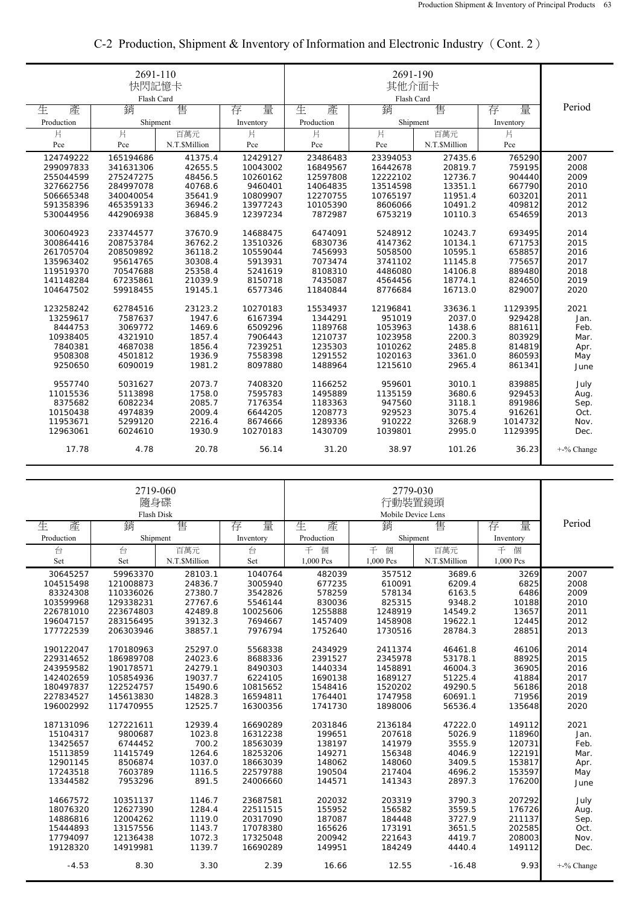## C-2 Production, Shipment & Inventory of Information and Electronic Industry（Cont. 2）

| 2691-110 快閃記憶卡 Flash Card | | | | 2691-190 其他介面卡 Flash Card | | | | Period |
|---|---|---|---|---|---|---|---|---|
| 生產 Production | 銷售 Shipment | | 存量 Inventory | 生產 Production | 銷售 Shipment | | 存量 Inventory | |
| 片 Pce | 片 Pce | 百萬元 N.T.$Million | 片 Pce | 片 Pce | 片 Pce | 百萬元 N.T.$Million | 片 Pce | |
| 124749222 | 165194686 | 41375.4 | 12429127 | 23486483 | 23394053 | 27435.6 | 765290 | 2007 |
| 299097833 | 341631306 | 42655.5 | 10043002 | 16849567 | 16442678 | 20819.7 | 759195 | 2008 |
| 255044599 | 275247275 | 48456.5 | 10260162 | 12597808 | 12222102 | 12736.7 | 904440 | 2009 |
| 327662756 | 284997078 | 40768.6 | 9460401 | 14064835 | 13514598 | 13351.1 | 667790 | 2010 |
| 506665348 | 340040054 | 35641.9 | 10809907 | 12270755 | 10765197 | 11951.4 | 603201 | 2011 |
| 591358396 | 465359133 | 36946.2 | 13977243 | 10105390 | 8606066 | 10491.2 | 409812 | 2012 |
| 530044956 | 442906938 | 36845.9 | 12397234 | 7872987 | 6753219 | 10110.3 | 654659 | 2013 |
| 300604923 | 233744577 | 37670.9 | 14688475 | 6474091 | 5248912 | 10243.7 | 693495 | 2014 |
| 300864416 | 208753784 | 36762.2 | 13510326 | 6830736 | 4147362 | 10134.1 | 671753 | 2015 |
| 261705704 | 208509892 | 36118.2 | 10559044 | 7456993 | 5058500 | 10595.1 | 658857 | 2016 |
| 135963402 | 95614765 | 30308.4 | 5913931 | 7073474 | 3741102 | 11145.8 | 775657 | 2017 |
| 119519370 | 70547688 | 25358.4 | 5241619 | 8108310 | 4486080 | 14106.8 | 889480 | 2018 |
| 141148284 | 67235861 | 21039.9 | 8150718 | 7435087 | 4564456 | 18774.1 | 824650 | 2019 |
| 104647502 | 59918455 | 19145.1 | 6577346 | 11840844 | 8776684 | 16713.0 | 829007 | 2020 |
| 123258242 | 62784516 | 23123.2 | 10270183 | 15534937 | 12196841 | 33636.1 | 1129395 | 2021 |
| 13259617 | 7587637 | 1947.6 | 6167394 | 1344291 | 951019 | 2037.0 | 929428 | Jan. |
| 8444753 | 3069772 | 1469.6 | 6509296 | 1189768 | 1053963 | 1438.6 | 881611 | Feb. |
| 10938405 | 4321910 | 1857.4 | 7906443 | 1210737 | 1023958 | 2200.3 | 803929 | Mar. |
| 7840381 | 4687038 | 1856.4 | 7239251 | 1235303 | 1010262 | 2485.8 | 814819 | Apr. |
| 9508308 | 4501812 | 1936.9 | 7558398 | 1291552 | 1020163 | 3361.0 | 860593 | May |
| 9250650 | 6090019 | 1981.2 | 8097880 | 1488964 | 1215610 | 2965.4 | 861341 | June |
| 9557740 | 5031627 | 2073.7 | 7408320 | 1166252 | 959601 | 3010.1 | 839885 | July |
| 11015536 | 5113898 | 1758.0 | 7595783 | 1495889 | 1135159 | 3680.6 | 929453 | Aug. |
| 8375682 | 6082234 | 2085.7 | 7176354 | 1183363 | 947560 | 3118.1 | 891986 | Sep. |
| 10150438 | 4974839 | 2009.4 | 6644205 | 1208773 | 929523 | 3075.4 | 916261 | Oct. |
| 11953671 | 5299120 | 2216.4 | 8674666 | 1289336 | 910222 | 3268.9 | 1014732 | Nov. |
| 12963061 | 6024610 | 1930.9 | 10270183 | 1430709 | 1039801 | 2995.0 | 1129395 | Dec. |
| 17.78 | 4.78 | 20.78 | 56.14 | 31.20 | 38.97 | 101.26 | 36.23 | +-% Change |

| 2719-060 隨身碟 Flash Disk | | | | 2779-030 行動裝置鏡頭 Mobile Device Lens | | | | Period |
|---|---|---|---|---|---|---|---|---|
| 生產 Production | 銷售 Shipment | | 存量 Inventory | 生產 Production | 銷售 Shipment | | 存量 Inventory | |
| 台 Set | 台 Set | 百萬元 N.T.$Million | 台 Set | 千個 1,000 Pcs | 千個 1,000 Pcs | 百萬元 N.T.$Million | 千個 1,000 Pcs | |
| 30645257 | 59963370 | 28103.1 | 1040764 | 482039 | 357512 | 3689.6 | 3269 | 2007 |
| 104515498 | 121008873 | 24836.7 | 3005940 | 677235 | 610091 | 6209.4 | 6825 | 2008 |
| 83324308 | 110336026 | 27380.7 | 3542826 | 578259 | 578134 | 6163.5 | 6486 | 2009 |
| 103599968 | 129338231 | 27767.6 | 5546144 | 830036 | 825315 | 9348.2 | 10188 | 2010 |
| 226781010 | 223674803 | 42489.8 | 10025606 | 1255888 | 1248919 | 14549.2 | 13657 | 2011 |
| 196047157 | 283156495 | 39132.3 | 7694667 | 1457409 | 1458908 | 19622.1 | 12445 | 2012 |
| 177722539 | 206303946 | 38857.1 | 7976794 | 1752640 | 1730516 | 28784.3 | 28851 | 2013 |
| 190122047 | 170180963 | 25297.0 | 5568338 | 2434929 | 2411374 | 46461.8 | 46106 | 2014 |
| 229314652 | 186989708 | 24023.6 | 8688336 | 2391527 | 2345978 | 53178.1 | 88925 | 2015 |
| 243959582 | 190178571 | 24279.1 | 8490303 | 1440334 | 1458891 | 46004.3 | 36905 | 2016 |
| 142402659 | 105854936 | 19037.7 | 6224105 | 1690138 | 1689127 | 51225.4 | 41884 | 2017 |
| 180497837 | 122524757 | 15490.6 | 10815652 | 1548416 | 1520202 | 49290.5 | 56186 | 2018 |
| 227834527 | 145613830 | 14828.3 | 16594811 | 1764401 | 1747958 | 60691.1 | 71956 | 2019 |
| 196002992 | 117470955 | 12525.7 | 16300356 | 1741730 | 1898006 | 56536.4 | 135648 | 2020 |
| 187131096 | 127221611 | 12939.4 | 16690289 | 2031846 | 2136184 | 47222.0 | 149112 | 2021 |
| 15104317 | 9800687 | 1023.8 | 16312238 | 199651 | 207618 | 5026.9 | 118960 | Jan. |
| 13425657 | 6744452 | 700.2 | 18563039 | 138197 | 141979 | 3555.9 | 120731 | Feb. |
| 15113859 | 11415749 | 1264.6 | 18253206 | 149271 | 156348 | 4046.9 | 122191 | Mar. |
| 12901145 | 8506874 | 1037.0 | 18663039 | 148062 | 148060 | 3409.5 | 153817 | Apr. |
| 17243518 | 7603789 | 1116.5 | 22579788 | 190504 | 217404 | 4696.2 | 153597 | May |
| 13344582 | 7953296 | 891.5 | 24006660 | 144571 | 141343 | 2897.3 | 176200 | June |
| 14667572 | 10351137 | 1146.7 | 23687581 | 202032 | 203319 | 3790.3 | 207292 | July |
| 18076320 | 12627390 | 1284.4 | 22511515 | 155952 | 156582 | 3559.5 | 176726 | Aug. |
| 14886816 | 12004262 | 1119.0 | 20317090 | 187087 | 184448 | 3727.9 | 211137 | Sep. |
| 15444893 | 13157556 | 1143.7 | 17078380 | 165626 | 173191 | 3651.5 | 202585 | Oct. |
| 17794097 | 12136438 | 1072.3 | 17325048 | 200942 | 221643 | 4419.7 | 208003 | Nov. |
| 19128320 | 14919981 | 1139.7 | 16690289 | 149951 | 184249 | 4440.4 | 149112 | Dec. |
| -4.53 | 8.30 | 3.30 | 2.39 | 16.66 | 12.55 | -16.48 | 9.93 | +-% Change |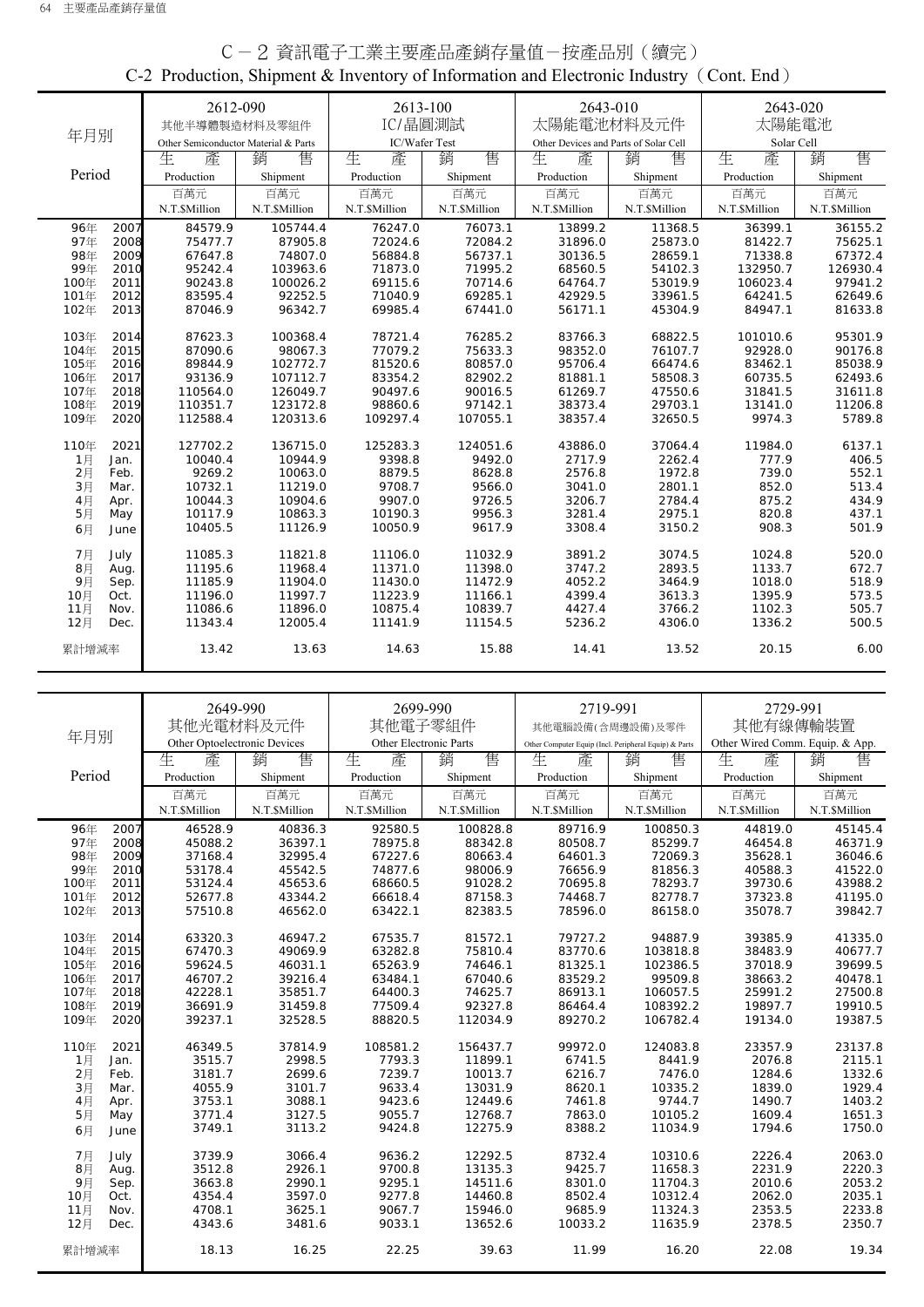# C－2 資訊電子工業主要產品產銷存量值－按產品別（續完）

## C-2 Production, Shipment & Inventory of Information and Electronic Industry（Cont. End）

| 年月別 Period | | 2612-090 其他半導體製造材料及零組件 Other Semiconductor Material & Parts | | 2613-100 IC/晶圓測試 IC/Wafer Test | | 2643-010 太陽能電池材料及元件 Other Devices and Parts of Solar Cell | | 2643-020 太陽能電池 Solar Cell | |
|---|---|---|---|---|---|---|---|---|---|
| | | 生產 Production 百萬元 N.T.$Million | 銷售 Shipment 百萬元 N.T.$Million | 生產 Production 百萬元 N.T.$Million | 銷售 Shipment 百萬元 N.T.$Million | 生產 Production 百萬元 N.T.$Million | 銷售 Shipment 百萬元 N.T.$Million | 生產 Production 百萬元 N.T.$Million | 銷售 Shipment 百萬元 N.T.$Million |
| 96年 | 2007 | 84579.9 | 105744.4 | 76247.0 | 76073.1 | 13899.2 | 11368.5 | 36399.1 | 36155.2 |
| 97年 | 2008 | 75477.7 | 87905.8 | 72024.6 | 72084.2 | 31896.0 | 25873.0 | 81422.7 | 75625.1 |
| 98年 | 2009 | 67647.8 | 74807.0 | 56884.8 | 56737.1 | 30136.5 | 28659.1 | 71338.8 | 67372.4 |
| 99年 | 2010 | 95242.4 | 103963.6 | 71873.0 | 71995.2 | 68560.5 | 54102.3 | 132950.7 | 126930.4 |
| 100年 | 2011 | 90243.8 | 100026.2 | 69115.6 | 70714.6 | 64764.7 | 53019.9 | 106023.4 | 97941.2 |
| 101年 | 2012 | 83595.4 | 92252.5 | 71040.9 | 69285.1 | 42929.5 | 33961.5 | 64241.5 | 62649.6 |
| 102年 | 2013 | 87046.9 | 96342.7 | 69985.4 | 67441.0 | 56171.1 | 45304.9 | 84947.1 | 81633.8 |
| 103年 | 2014 | 87623.3 | 100368.4 | 78721.4 | 76285.2 | 83766.3 | 68822.5 | 101010.6 | 95301.9 |
| 104年 | 2015 | 87090.6 | 98067.3 | 77079.2 | 75633.3 | 98352.0 | 76107.7 | 92928.0 | 90176.8 |
| 105年 | 2016 | 89844.9 | 102772.7 | 81520.6 | 80857.0 | 95706.4 | 66474.6 | 83462.1 | 85038.9 |
| 106年 | 2017 | 93136.9 | 107112.7 | 83354.2 | 82902.2 | 81881.1 | 58508.3 | 60735.5 | 62493.6 |
| 107年 | 2018 | 110564.0 | 126049.7 | 90497.6 | 90016.5 | 61269.7 | 47550.6 | 31841.5 | 31611.8 |
| 108年 | 2019 | 110351.7 | 123172.8 | 98860.6 | 97142.1 | 38373.4 | 29703.1 | 13141.0 | 11206.8 |
| 109年 | 2020 | 112588.4 | 120313.6 | 109297.4 | 107055.1 | 38357.4 | 32650.5 | 9974.3 | 5789.8 |
| 110年 | 2021 | 127702.2 | 136715.0 | 125283.3 | 124051.6 | 43886.0 | 37064.4 | 11984.0 | 6137.1 |
| 1月 | Jan. | 10040.4 | 10944.9 | 9398.8 | 9492.0 | 2717.9 | 2262.4 | 777.9 | 406.5 |
| 2月 | Feb. | 9269.2 | 10063.0 | 8879.5 | 8628.8 | 2576.8 | 1972.8 | 739.0 | 552.1 |
| 3月 | Mar. | 10732.1 | 11219.0 | 9708.7 | 9566.0 | 3041.0 | 2801.1 | 852.0 | 513.4 |
| 4月 | Apr. | 10044.3 | 10904.6 | 9907.0 | 9726.5 | 3206.7 | 2784.4 | 875.2 | 434.9 |
| 5月 | May | 10117.9 | 10863.3 | 10190.3 | 9956.3 | 3281.4 | 2975.1 | 820.8 | 437.1 |
| 6月 | June | 10405.5 | 11126.9 | 10050.9 | 9617.9 | 3308.4 | 3150.2 | 908.3 | 501.9 |
| 7月 | July | 11085.3 | 11821.8 | 11106.0 | 11032.9 | 3891.2 | 3074.5 | 1024.8 | 520.0 |
| 8月 | Aug. | 11195.6 | 11968.4 | 11371.0 | 11398.0 | 3747.2 | 2893.5 | 1133.7 | 672.7 |
| 9月 | Sep. | 11185.9 | 11904.0 | 11430.0 | 11472.9 | 4052.2 | 3464.9 | 1018.0 | 518.9 |
| 10月 | Oct. | 11196.0 | 11997.7 | 11223.9 | 11166.1 | 4399.4 | 3613.3 | 1395.9 | 573.5 |
| 11月 | Nov. | 11086.6 | 11896.0 | 10875.4 | 10839.7 | 4427.4 | 3766.2 | 1102.3 | 505.7 |
| 12月 | Dec. | 11343.4 | 12005.4 | 11141.9 | 11154.5 | 5236.2 | 4306.0 | 1336.2 | 500.5 |
| 累計增減率 | | 13.42 | 13.63 | 14.63 | 15.88 | 14.41 | 13.52 | 20.15 | 6.00 |

| 年月別 Period | | 2649-990 其他光電材料及元件 Other Optoelectronic Devices | | 2699-990 其他電子零組件 Other Electronic Parts | | 2719-991 其他電腦設備(含周邊設備)及零件 Other Computer Equip (Incl. Peripheral Equip) & Parts | | 2729-991 其他有線傳輸裝置 Other Wired Comm. Equip. & App. | |
|---|---|---|---|---|---|---|---|---|---|
| | | 生產 Production 百萬元 N.T.$Million | 銷售 Shipment 百萬元 N.T.$Million | 生產 Production 百萬元 N.T.$Million | 銷售 Shipment 百萬元 N.T.$Million | 生產 Production 百萬元 N.T.$Million | 銷售 Shipment 百萬元 N.T.$Million | 生產 Production 百萬元 N.T.$Million | 銷售 Shipment 百萬元 N.T.$Million |
| 96年 | 2007 | 46528.9 | 40836.3 | 92580.5 | 100828.8 | 89716.9 | 100850.3 | 44819.0 | 45145.4 |
| 97年 | 2008 | 45088.2 | 36397.1 | 78975.8 | 88342.8 | 80508.7 | 85299.7 | 46454.8 | 46371.9 |
| 98年 | 2009 | 37168.4 | 32995.4 | 67227.6 | 80663.4 | 64601.3 | 72069.3 | 35628.1 | 36046.6 |
| 99年 | 2010 | 53178.4 | 45542.5 | 74877.6 | 98006.9 | 76656.9 | 81856.3 | 40588.3 | 41522.0 |
| 100年 | 2011 | 53124.4 | 45653.6 | 68660.5 | 91028.2 | 70695.8 | 78293.7 | 39730.6 | 43988.2 |
| 101年 | 2012 | 52677.8 | 43344.2 | 66618.4 | 87158.3 | 74468.7 | 82778.7 | 37323.8 | 41195.0 |
| 102年 | 2013 | 57510.8 | 46562.0 | 63422.1 | 82383.5 | 78596.0 | 86158.0 | 35078.7 | 39842.7 |
| 103年 | 2014 | 63320.3 | 46947.2 | 67535.7 | 81572.1 | 79727.2 | 94887.9 | 39385.9 | 41335.0 |
| 104年 | 2015 | 67470.3 | 49069.9 | 63282.8 | 75810.4 | 83770.6 | 103818.8 | 38483.9 | 40677.7 |
| 105年 | 2016 | 59624.5 | 46031.1 | 65263.9 | 74646.1 | 81325.1 | 102386.5 | 37018.9 | 39699.5 |
| 106年 | 2017 | 46707.2 | 39216.4 | 63484.1 | 67040.6 | 83529.2 | 99509.8 | 38663.2 | 40478.1 |
| 107年 | 2018 | 42228.1 | 35851.7 | 64400.3 | 74625.7 | 86913.1 | 106057.5 | 25991.2 | 27500.8 |
| 108年 | 2019 | 36691.9 | 31459.8 | 77509.4 | 92327.8 | 86464.4 | 108392.2 | 19897.7 | 19910.5 |
| 109年 | 2020 | 39237.1 | 32528.5 | 88820.5 | 112034.9 | 89270.2 | 106782.4 | 19134.0 | 19387.5 |
| 110年 | 2021 | 46349.5 | 37814.9 | 108581.2 | 156437.7 | 99972.0 | 124083.8 | 23357.9 | 23137.8 |
| 1月 | Jan. | 3515.7 | 2998.5 | 7793.3 | 11899.1 | 6741.5 | 8441.9 | 2076.8 | 2115.1 |
| 2月 | Feb. | 3181.7 | 2699.6 | 7239.7 | 10013.7 | 6216.7 | 7476.0 | 1284.6 | 1332.6 |
| 3月 | Mar. | 4055.9 | 3101.7 | 9633.4 | 13031.9 | 8620.1 | 10335.2 | 1839.0 | 1929.4 |
| 4月 | Apr. | 3753.1 | 3088.1 | 9423.6 | 12449.6 | 7461.8 | 9744.7 | 1490.7 | 1403.2 |
| 5月 | May | 3771.4 | 3127.5 | 9055.7 | 12768.7 | 7863.0 | 10105.2 | 1609.4 | 1651.3 |
| 6月 | June | 3749.1 | 3113.2 | 9424.8 | 12275.9 | 8388.2 | 11034.9 | 1794.6 | 1750.0 |
| 7月 | July | 3739.9 | 3066.4 | 9636.2 | 12292.5 | 8732.4 | 10310.6 | 2226.4 | 2063.0 |
| 8月 | Aug. | 3512.8 | 2926.1 | 9700.8 | 13135.3 | 9425.7 | 11658.3 | 2231.9 | 2220.3 |
| 9月 | Sep. | 3663.8 | 2990.1 | 9295.1 | 14511.6 | 8301.0 | 11704.3 | 2010.6 | 2053.2 |
| 10月 | Oct. | 4354.4 | 3597.0 | 9277.8 | 14460.8 | 8502.4 | 10312.4 | 2062.0 | 2035.1 |
| 11月 | Nov. | 4708.1 | 3625.1 | 9067.7 | 15946.0 | 9685.9 | 11324.3 | 2353.5 | 2233.8 |
| 12月 | Dec. | 4343.6 | 3481.6 | 9033.1 | 13652.6 | 10033.2 | 11635.9 | 2378.5 | 2350.7 |
| 累計增減率 | | 18.13 | 16.25 | 22.25 | 39.63 | 11.99 | 16.20 | 22.08 | 19.34 |